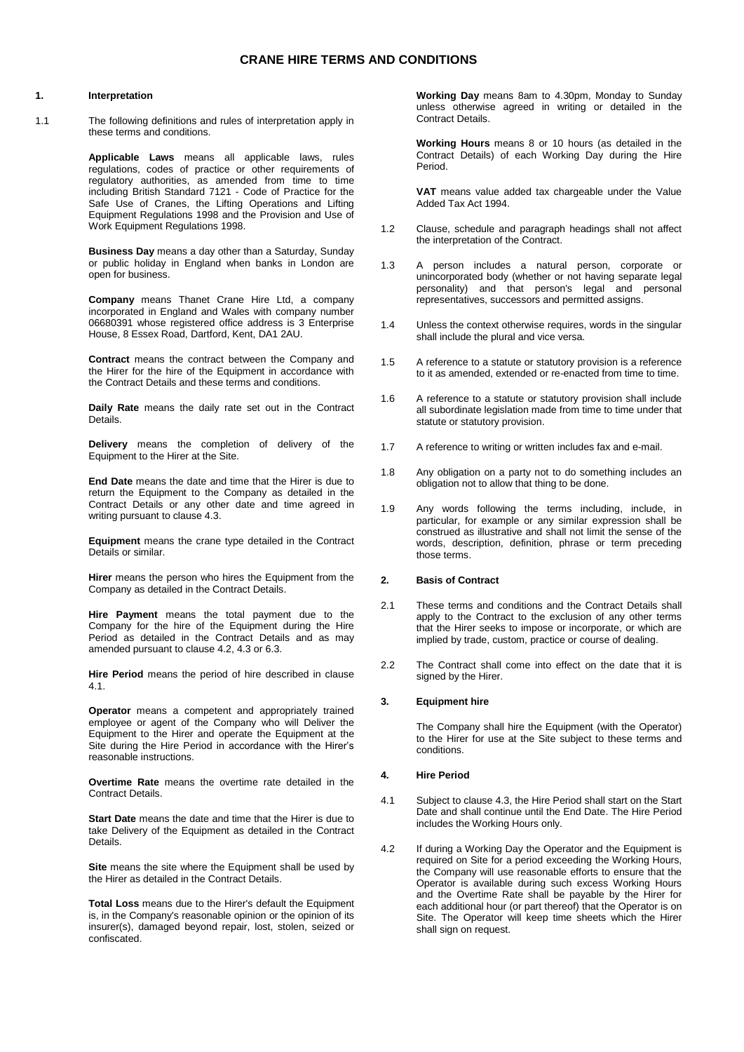# CRANE HIRE TERMS AND CONDITIONS

## 1. Interpretation

1.1 The following definitions and rules of interpretation apply in these terms and conditions.

**Applicable Laws** means all applicable laws, rules regulations, codes of practice or other requirements of regulatory authorities, as amended from time to time including British Standard 7121 - Code of Practice for the Safe Use of Cranes, the Lifting Operations and Lifting Equipment Regulations 1998 and the Provision and Use of Work Equipment Regulations 1998.

**Business Day** means a day other than a Saturday, Sunday or public holiday in England when banks in London are open for business.

**Company** means Thanet Crane Hire Ltd, a company incorporated in England and Wales with company number 06680391 whose registered office address is 3 Enterprise House, 8 Essex Road, Dartford, Kent, DA1 2AU.

**Contract** means the contract between the Company and the Hirer for the hire of the Equipment in accordance with the Contract Details and these terms and conditions.

**Daily Rate** means the daily rate set out in the Contract Details.

**Delivery** means the completion of delivery of the Equipment to the Hirer at the Site.

**End Date** means the date and time that the Hirer is due to return the Equipment to the Company as detailed in the Contract Details or any other date and time agreed in writing pursuant to clause 4.3.

**Equipment** means the crane type detailed in the Contract Details or similar.

**Hirer** means the person who hires the Equipment from the Company as detailed in the Contract Details.

**Hire Payment** means the total payment due to the Company for the hire of the Equipment during the Hire Period as detailed in the Contract Details and as may amended pursuant to clause 4.2, 4.3 or 6.3.

**Hire Period** means the period of hire described in clause 4.1.

**Operator** means a competent and appropriately trained employee or agent of the Company who will Deliver the Equipment to the Hirer and operate the Equipment at the Site during the Hire Period in accordance with the Hirer's reasonable instructions.

**Overtime Rate** means the overtime rate detailed in the Contract Details.

**Start Date** means the date and time that the Hirer is due to take Delivery of the Equipment as detailed in the Contract Details.

**Site** means the site where the Equipment shall be used by the Hirer as detailed in the Contract Details.

**Total Loss** means due to the Hirer's default the Equipment is, in the Company's reasonable opinion or the opinion of its insurer(s), damaged beyond repair, lost, stolen, seized or confiscated.

**Working Day** means 8am to 4.30pm, Monday to Sunday unless otherwise agreed in writing or detailed in the Contract Details.

**Working Hours** means 8 or 10 hours (as detailed in the Contract Details) of each Working Day during the Hire Period.

**VAT** means value added tax chargeable under the Value Added Tax Act 1994.

1.2 Clause, schedule and paragraph headings shall not affect the interpretation of the Contract.

1.3 A person includes a natural person, corporate or unincorporated body (whether or not having separate legal personality) and that person's legal and personal representatives, successors and permitted assigns.

1.4 Unless the context otherwise requires, words in the singular shall include the plural and vice versa.

1.5 A reference to a statute or statutory provision is a reference to it as amended, extended or re-enacted from time to time.

1.6 A reference to a statute or statutory provision shall include all subordinate legislation made from time to time under that statute or statutory provision.

1.7 A reference to writing or written includes fax and e-mail.

1.8 Any obligation on a party not to do something includes an obligation not to allow that thing to be done.

1.9 Any words following the terms including, include, in particular, for example or any similar expression shall be construed as illustrative and shall not limit the sense of the words, description, definition, phrase or term preceding those terms.

## 2. Basis of Contract

2.1 These terms and conditions and the Contract Details shall apply to the Contract to the exclusion of any other terms that the Hirer seeks to impose or incorporate, or which are implied by trade, custom, practice or course of dealing.

2.2 The Contract shall come into effect on the date that it is signed by the Hirer.

## 3. Equipment hire

The Company shall hire the Equipment (with the Operator) to the Hirer for use at the Site subject to these terms and conditions.

## 4. Hire Period

4.1 Subject to clause 4.3, the Hire Period shall start on the Start Date and shall continue until the End Date. The Hire Period includes the Working Hours only.

4.2 If during a Working Day the Operator and the Equipment is required on Site for a period exceeding the Working Hours, the Company will use reasonable efforts to ensure that the Operator is available during such excess Working Hours and the Overtime Rate shall be payable by the Hirer for each additional hour (or part thereof) that the Operator is on Site. The Operator will keep time sheets which the Hirer shall sign on request.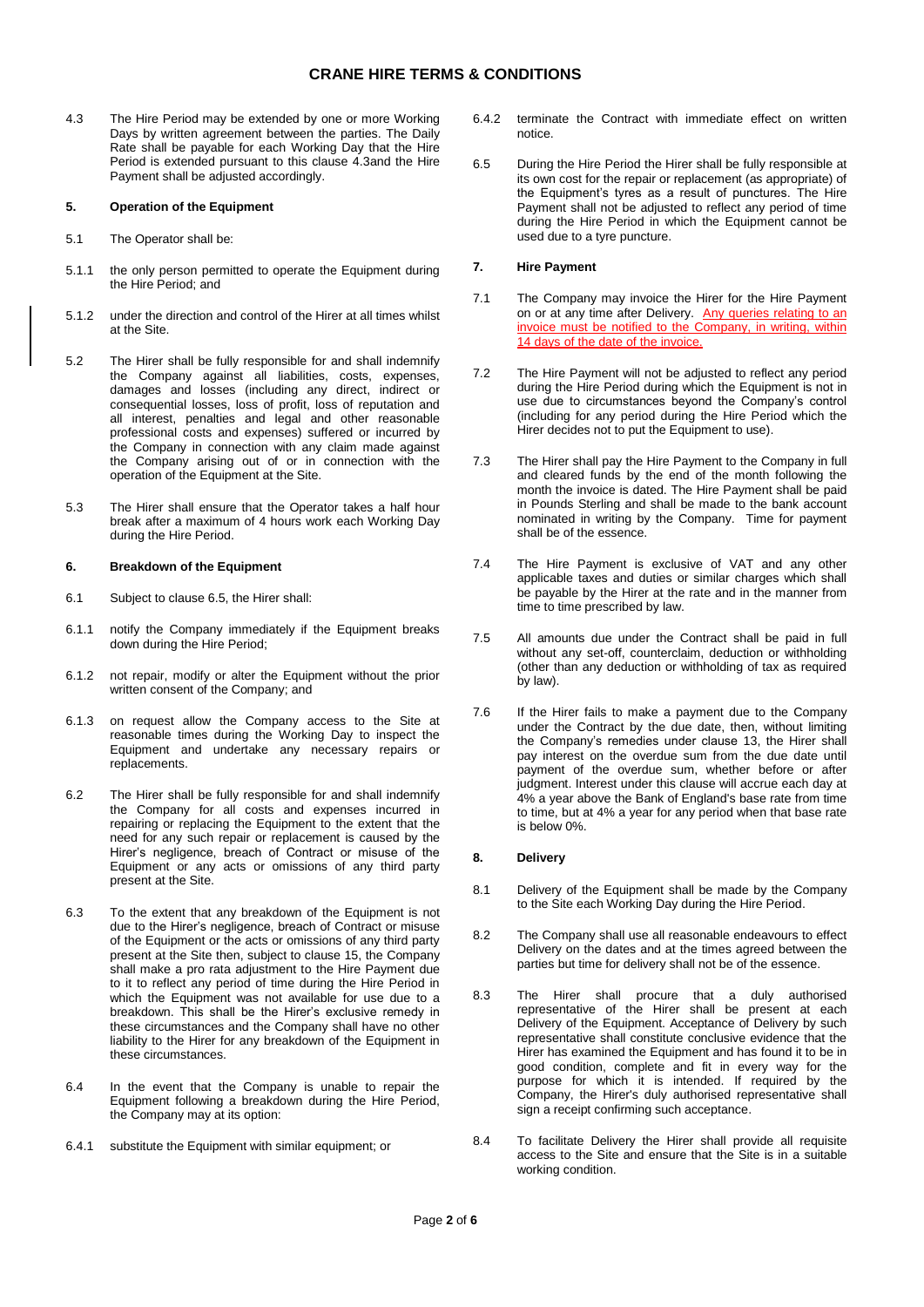4.3 The Hire Period may be extended by one or more Working Days by written agreement between the parties. The Daily Rate shall be payable for each Working Day that the Hire Period is extended pursuant to this clause 4.3and the Hire Payment shall be adjusted accordingly.

### 5. Operation of the Equipment

5.1 The Operator shall be:

5.1.1 the only person permitted to operate the Equipment during the Hire Period; and

5.1.2 under the direction and control of the Hirer at all times whilst at the Site.

5.2 The Hirer shall be fully responsible for and shall indemnify the Company against all liabilities, costs, expenses, damages and losses (including any direct, indirect or consequential losses, loss of profit, loss of reputation and all interest, penalties and legal and other reasonable professional costs and expenses) suffered or incurred by the Company in connection with any claim made against the Company arising out of or in connection with the operation of the Equipment at the Site.

5.3 The Hirer shall ensure that the Operator takes a half hour break after a maximum of 4 hours work each Working Day during the Hire Period.

### 6. Breakdown of the Equipment

6.1 Subject to clause 6.5, the Hirer shall:

6.1.1 notify the Company immediately if the Equipment breaks down during the Hire Period;

6.1.2 not repair, modify or alter the Equipment without the prior written consent of the Company; and

6.1.3 on request allow the Company access to the Site at reasonable times during the Working Day to inspect the Equipment and undertake any necessary repairs or replacements.

6.2 The Hirer shall be fully responsible for and shall indemnify the Company for all costs and expenses incurred in repairing or replacing the Equipment to the extent that the need for any such repair or replacement is caused by the Hirer's negligence, breach of Contract or misuse of the Equipment or any acts or omissions of any third party present at the Site.

6.3 To the extent that any breakdown of the Equipment is not due to the Hirer's negligence, breach of Contract or misuse of the Equipment or the acts or omissions of any third party present at the Site then, subject to clause 15, the Company shall make a pro rata adjustment to the Hire Payment due to it to reflect any period of time during the Hire Period in which the Equipment was not available for use due to a breakdown. This shall be the Hirer's exclusive remedy in these circumstances and the Company shall have no other liability to the Hirer for any breakdown of the Equipment in these circumstances.

6.4 In the event that the Company is unable to repair the Equipment following a breakdown during the Hire Period, the Company may at its option:

6.4.1 substitute the Equipment with similar equipment; or

6.4.2 terminate the Contract with immediate effect on written notice.

6.5 During the Hire Period the Hirer shall be fully responsible at its own cost for the repair or replacement (as appropriate) of the Equipment's tyres as a result of punctures. The Hire Payment shall not be adjusted to reflect any period of time during the Hire Period in which the Equipment cannot be used due to a tyre puncture.

### 7. Hire Payment

7.1 The Company may invoice the Hirer for the Hire Payment on or at any time after Delivery. Any queries relating to an invoice must be notified to the Company, in writing, within 14 days of the date of the invoice.

7.2 The Hire Payment will not be adjusted to reflect any period during the Hire Period during which the Equipment is not in use due to circumstances beyond the Company's control (including for any period during the Hire Period which the Hirer decides not to put the Equipment to use).

7.3 The Hirer shall pay the Hire Payment to the Company in full and cleared funds by the end of the month following the month the invoice is dated. The Hire Payment shall be paid in Pounds Sterling and shall be made to the bank account nominated in writing by the Company. Time for payment shall be of the essence.

7.4 The Hire Payment is exclusive of VAT and any other applicable taxes and duties or similar charges which shall be payable by the Hirer at the rate and in the manner from time to time prescribed by law.

7.5 All amounts due under the Contract shall be paid in full without any set-off, counterclaim, deduction or withholding (other than any deduction or withholding of tax as required by law).

7.6 If the Hirer fails to make a payment due to the Company under the Contract by the due date, then, without limiting the Company's remedies under clause 13, the Hirer shall pay interest on the overdue sum from the due date until payment of the overdue sum, whether before or after judgment. Interest under this clause will accrue each day at 4% a year above the Bank of England's base rate from time to time, but at 4% a year for any period when that base rate is below 0%.

### 8. Delivery

8.1 Delivery of the Equipment shall be made by the Company to the Site each Working Day during the Hire Period.

8.2 The Company shall use all reasonable endeavours to effect Delivery on the dates and at the times agreed between the parties but time for delivery shall not be of the essence.

8.3 The Hirer shall procure that a duly authorised representative of the Hirer shall be present at each Delivery of the Equipment. Acceptance of Delivery by such representative shall constitute conclusive evidence that the Hirer has examined the Equipment and has found it to be in good condition, complete and fit in every way for the purpose for which it is intended. If required by the Company, the Hirer's duly authorised representative shall sign a receipt confirming such acceptance.

8.4 To facilitate Delivery the Hirer shall provide all requisite access to the Site and ensure that the Site is in a suitable working condition.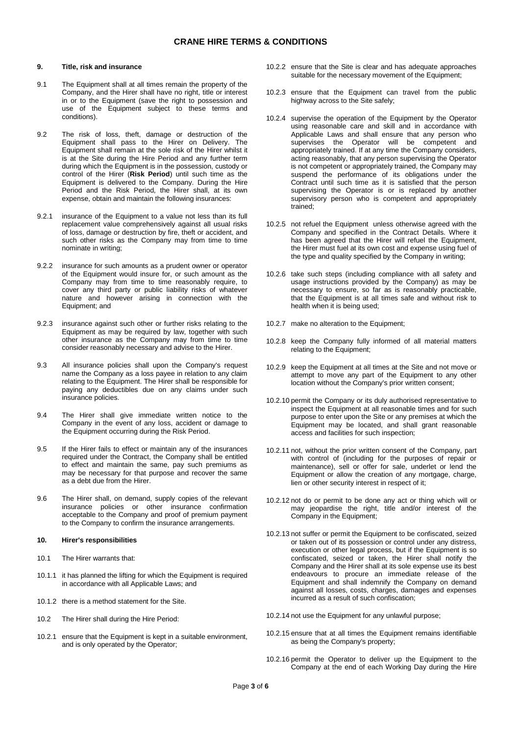## 9. Title, risk and insurance

9.1 The Equipment shall at all times remain the property of the Company, and the Hirer shall have no right, title or interest in or to the Equipment (save the right to possession and use of the Equipment subject to these terms and conditions).

9.2 The risk of loss, theft, damage or destruction of the Equipment shall pass to the Hirer on Delivery. The Equipment shall remain at the sole risk of the Hirer whilst it is at the Site during the Hire Period and any further term during which the Equipment is in the possession, custody or control of the Hirer (**Risk Period**) until such time as the Equipment is delivered to the Company. During the Hire Period and the Risk Period, the Hirer shall, at its own expense, obtain and maintain the following insurances:

9.2.1 insurance of the Equipment to a value not less than its full replacement value comprehensively against all usual risks of loss, damage or destruction by fire, theft or accident, and such other risks as the Company may from time to time nominate in writing;

9.2.2 insurance for such amounts as a prudent owner or operator of the Equipment would insure for, or such amount as the Company may from time to time reasonably require, to cover any third party or public liability risks of whatever nature and however arising in connection with the Equipment; and

9.2.3 insurance against such other or further risks relating to the Equipment as may be required by law, together with such other insurance as the Company may from time to time consider reasonably necessary and advise to the Hirer.

9.3 All insurance policies shall upon the Company's request name the Company as a loss payee in relation to any claim relating to the Equipment. The Hirer shall be responsible for paying any deductibles due on any claims under such insurance policies.

9.4 The Hirer shall give immediate written notice to the Company in the event of any loss, accident or damage to the Equipment occurring during the Risk Period.

9.5 If the Hirer fails to effect or maintain any of the insurances required under the Contract, the Company shall be entitled to effect and maintain the same, pay such premiums as may be necessary for that purpose and recover the same as a debt due from the Hirer.

9.6 The Hirer shall, on demand, supply copies of the relevant insurance policies or other insurance confirmation acceptable to the Company and proof of premium payment to the Company to confirm the insurance arrangements.

## 10. Hirer's responsibilities

10.1 The Hirer warrants that:

10.1.1 it has planned the lifting for which the Equipment is required in accordance with all Applicable Laws; and

10.1.2 there is a method statement for the Site.

10.2 The Hirer shall during the Hire Period:

10.2.1 ensure that the Equipment is kept in a suitable environment, and is only operated by the Operator;

10.2.2 ensure that the Site is clear and has adequate approaches suitable for the necessary movement of the Equipment;

10.2.3 ensure that the Equipment can travel from the public highway across to the Site safely;

10.2.4 supervise the operation of the Equipment by the Operator using reasonable care and skill and in accordance with Applicable Laws and shall ensure that any person who supervises the Operator will be competent and appropriately trained. If at any time the Company considers, acting reasonably, that any person supervising the Operator is not competent or appropriately trained, the Company may suspend the performance of its obligations under the Contract until such time as it is satisfied that the person supervising the Operator is or is replaced by another supervisory person who is competent and appropriately trained;

10.2.5 not refuel the Equipment unless otherwise agreed with the Company and specified in the Contract Details. Where it has been agreed that the Hirer will refuel the Equipment, the Hirer must fuel at its own cost and expense using fuel of the type and quality specified by the Company in writing;

10.2.6 take such steps (including compliance with all safety and usage instructions provided by the Company) as may be necessary to ensure, so far as is reasonably practicable, that the Equipment is at all times safe and without risk to health when it is being used;

10.2.7 make no alteration to the Equipment;

10.2.8 keep the Company fully informed of all material matters relating to the Equipment;

10.2.9 keep the Equipment at all times at the Site and not move or attempt to move any part of the Equipment to any other location without the Company's prior written consent;

10.2.10 permit the Company or its duly authorised representative to inspect the Equipment at all reasonable times and for such purpose to enter upon the Site or any premises at which the Equipment may be located, and shall grant reasonable access and facilities for such inspection;

10.2.11 not, without the prior written consent of the Company, part with control of (including for the purposes of repair or maintenance), sell or offer for sale, underlet or lend the Equipment or allow the creation of any mortgage, charge, lien or other security interest in respect of it;

10.2.12 not do or permit to be done any act or thing which will or may jeopardise the right, title and/or interest of the Company in the Equipment;

10.2.13 not suffer or permit the Equipment to be confiscated, seized or taken out of its possession or control under any distress, execution or other legal process, but if the Equipment is so confiscated, seized or taken, the Hirer shall notify the Company and the Hirer shall at its sole expense use its best endeavours to procure an immediate release of the Equipment and shall indemnify the Company on demand against all losses, costs, charges, damages and expenses incurred as a result of such confiscation;

10.2.14 not use the Equipment for any unlawful purpose;

10.2.15 ensure that at all times the Equipment remains identifiable as being the Company's property;

10.2.16 permit the Operator to deliver up the Equipment to the Company at the end of each Working Day during the Hire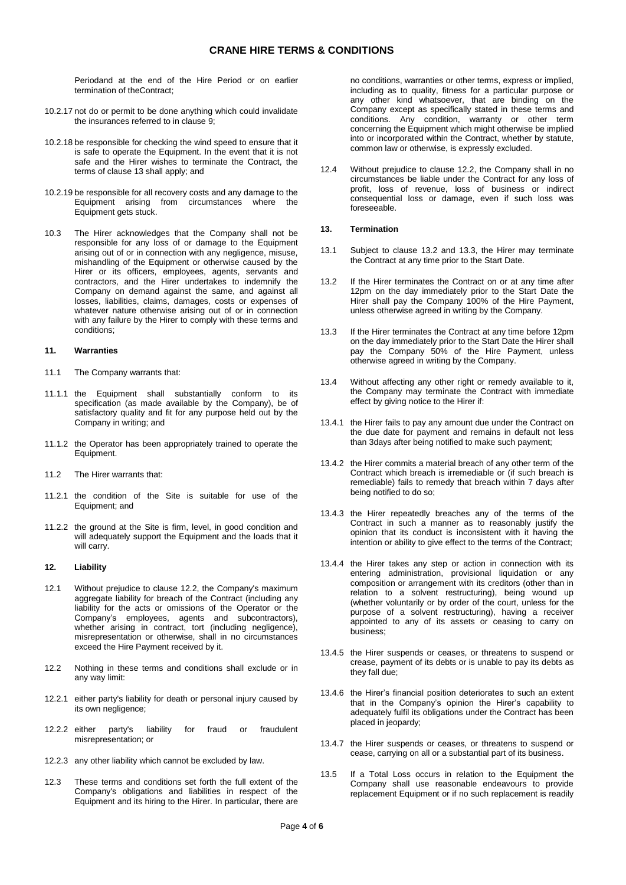Periodand at the end of the Hire Period or on earlier termination of theContract;

10.2.17 not do or permit to be done anything which could invalidate the insurances referred to in clause 9;

10.2.18 be responsible for checking the wind speed to ensure that it is safe to operate the Equipment. In the event that it is not safe and the Hirer wishes to terminate the Contract, the terms of clause 13 shall apply; and

10.2.19 be responsible for all recovery costs and any damage to the Equipment arising from circumstances where the Equipment gets stuck.

10.3 The Hirer acknowledges that the Company shall not be responsible for any loss of or damage to the Equipment arising out of or in connection with any negligence, misuse, mishandling of the Equipment or otherwise caused by the Hirer or its officers, employees, agents, servants and contractors, and the Hirer undertakes to indemnify the Company on demand against the same, and against all losses, liabilities, claims, damages, costs or expenses of whatever nature otherwise arising out of or in connection with any failure by the Hirer to comply with these terms and conditions;

## 11. Warranties

11.1 The Company warrants that:

11.1.1 the Equipment shall substantially conform to its specification (as made available by the Company), be of satisfactory quality and fit for any purpose held out by the Company in writing; and

11.1.2 the Operator has been appropriately trained to operate the Equipment.

11.2 The Hirer warrants that:

11.2.1 the condition of the Site is suitable for use of the Equipment; and

11.2.2 the ground at the Site is firm, level, in good condition and will adequately support the Equipment and the loads that it will carry.

## 12. Liability

12.1 Without prejudice to clause 12.2, the Company's maximum aggregate liability for breach of the Contract (including any liability for the acts or omissions of the Operator or the Company's employees, agents and subcontractors), whether arising in contract, tort (including negligence), misrepresentation or otherwise, shall in no circumstances exceed the Hire Payment received by it.

12.2 Nothing in these terms and conditions shall exclude or in any way limit:

12.2.1 either party's liability for death or personal injury caused by its own negligence;

12.2.2 either party's liability for fraud or fraudulent misrepresentation; or

12.2.3 any other liability which cannot be excluded by law.

12.3 These terms and conditions set forth the full extent of the Company's obligations and liabilities in respect of the Equipment and its hiring to the Hirer. In particular, there are no conditions, warranties or other terms, express or implied, including as to quality, fitness for a particular purpose or any other kind whatsoever, that are binding on the Company except as specifically stated in these terms and conditions. Any condition, warranty or other term concerning the Equipment which might otherwise be implied into or incorporated within the Contract, whether by statute, common law or otherwise, is expressly excluded.

12.4 Without prejudice to clause 12.2, the Company shall in no circumstances be liable under the Contract for any loss of profit, loss of revenue, loss of business or indirect consequential loss or damage, even if such loss was foreseeable.

## 13. Termination

13.1 Subject to clause 13.2 and 13.3, the Hirer may terminate the Contract at any time prior to the Start Date.

13.2 If the Hirer terminates the Contract on or at any time after 12pm on the day immediately prior to the Start Date the Hirer shall pay the Company 100% of the Hire Payment, unless otherwise agreed in writing by the Company.

13.3 If the Hirer terminates the Contract at any time before 12pm on the day immediately prior to the Start Date the Hirer shall pay the Company 50% of the Hire Payment, unless otherwise agreed in writing by the Company.

13.4 Without affecting any other right or remedy available to it, the Company may terminate the Contract with immediate effect by giving notice to the Hirer if:

13.4.1 the Hirer fails to pay any amount due under the Contract on the due date for payment and remains in default not less than 3days after being notified to make such payment;

13.4.2 the Hirer commits a material breach of any other term of the Contract which breach is irremediable or (if such breach is remediable) fails to remedy that breach within 7 days after being notified to do so;

13.4.3 the Hirer repeatedly breaches any of the terms of the Contract in such a manner as to reasonably justify the opinion that its conduct is inconsistent with it having the intention or ability to give effect to the terms of the Contract;

13.4.4 the Hirer takes any step or action in connection with its entering administration, provisional liquidation or any composition or arrangement with its creditors (other than in relation to a solvent restructuring), being wound up (whether voluntarily or by order of the court, unless for the purpose of a solvent restructuring), having a receiver appointed to any of its assets or ceasing to carry on business;

13.4.5 the Hirer suspends or ceases, or threatens to suspend or crease, payment of its debts or is unable to pay its debts as they fall due;

13.4.6 the Hirer's financial position deteriorates to such an extent that in the Company's opinion the Hirer's capability to adequately fulfil its obligations under the Contract has been placed in jeopardy;

13.4.7 the Hirer suspends or ceases, or threatens to suspend or cease, carrying on all or a substantial part of its business.

13.5 If a Total Loss occurs in relation to the Equipment the Company shall use reasonable endeavours to provide replacement Equipment or if no such replacement is readily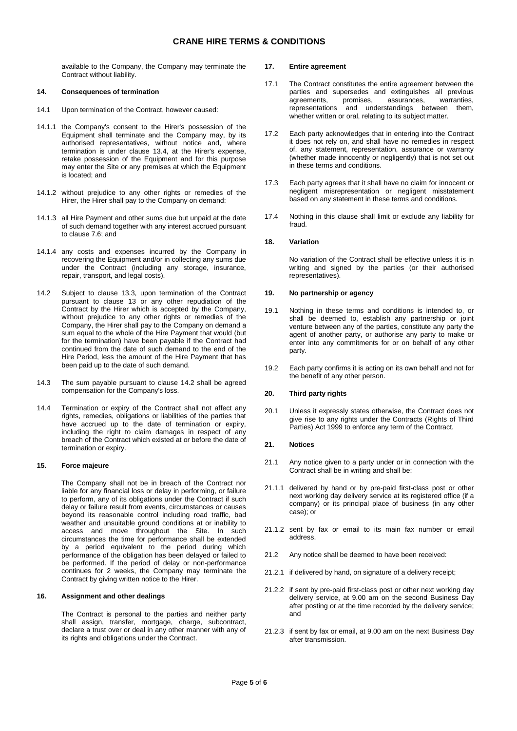available to the Company, the Company may terminate the Contract without liability.

**14. Consequences of termination**

14.1 Upon termination of the Contract, however caused:

14.1.1 the Company's consent to the Hirer's possession of the Equipment shall terminate and the Company may, by its authorised representatives, without notice and, where termination is under clause 13.4, at the Hirer's expense, retake possession of the Equipment and for this purpose may enter the Site or any premises at which the Equipment is located; and

14.1.2 without prejudice to any other rights or remedies of the Hirer, the Hirer shall pay to the Company on demand:

14.1.3 all Hire Payment and other sums due but unpaid at the date of such demand together with any interest accrued pursuant to clause 7.6; and

14.1.4 any costs and expenses incurred by the Company in recovering the Equipment and/or in collecting any sums due under the Contract (including any storage, insurance, repair, transport, and legal costs).

14.2 Subject to clause 13.3, upon termination of the Contract pursuant to clause 13 or any other repudiation of the Contract by the Hirer which is accepted by the Company, without prejudice to any other rights or remedies of the Company, the Hirer shall pay to the Company on demand a sum equal to the whole of the Hire Payment that would (but for the termination) have been payable if the Contract had continued from the date of such demand to the end of the Hire Period, less the amount of the Hire Payment that has been paid up to the date of such demand.

14.3 The sum payable pursuant to clause 14.2 shall be agreed compensation for the Company's loss.

14.4 Termination or expiry of the Contract shall not affect any rights, remedies, obligations or liabilities of the parties that have accrued up to the date of termination or expiry, including the right to claim damages in respect of any breach of the Contract which existed at or before the date of termination or expiry.

**15. Force majeure**

The Company shall not be in breach of the Contract nor liable for any financial loss or delay in performing, or failure to perform, any of its obligations under the Contract if such delay or failure result from events, circumstances or causes beyond its reasonable control including road traffic, bad weather and unsuitable ground conditions at or inability to access and move throughout the Site. In such circumstances the time for performance shall be extended by a period equivalent to the period during which performance of the obligation has been delayed or failed to be performed. If the period of delay or non-performance continues for 2 weeks, the Company may terminate the Contract by giving written notice to the Hirer.

**16. Assignment and other dealings**

The Contract is personal to the parties and neither party shall assign, transfer, mortgage, charge, subcontract, declare a trust over or deal in any other manner with any of its rights and obligations under the Contract.

**17. Entire agreement**

17.1 The Contract constitutes the entire agreement between the parties and supersedes and extinguishes all previous agreements, promises, assurances, warranties, representations and understandings between them, whether written or oral, relating to its subject matter.

17.2 Each party acknowledges that in entering into the Contract it does not rely on, and shall have no remedies in respect of, any statement, representation, assurance or warranty (whether made innocently or negligently) that is not set out in these terms and conditions.

17.3 Each party agrees that it shall have no claim for innocent or negligent misrepresentation or negligent misstatement based on any statement in these terms and conditions.

17.4 Nothing in this clause shall limit or exclude any liability for fraud.

**18. Variation**

No variation of the Contract shall be effective unless it is in writing and signed by the parties (or their authorised representatives).

**19. No partnership or agency**

19.1 Nothing in these terms and conditions is intended to, or shall be deemed to, establish any partnership or joint venture between any of the parties, constitute any party the agent of another party, or authorise any party to make or enter into any commitments for or on behalf of any other party.

19.2 Each party confirms it is acting on its own behalf and not for the benefit of any other person.

**20. Third party rights**

20.1 Unless it expressly states otherwise, the Contract does not give rise to any rights under the Contracts (Rights of Third Parties) Act 1999 to enforce any term of the Contract.

**21. Notices**

21.1 Any notice given to a party under or in connection with the Contract shall be in writing and shall be:

21.1.1 delivered by hand or by pre-paid first-class post or other next working day delivery service at its registered office (if a company) or its principal place of business (in any other case); or

21.1.2 sent by fax or email to its main fax number or email address.

21.2 Any notice shall be deemed to have been received:

21.2.1 if delivered by hand, on signature of a delivery receipt;

21.2.2 if sent by pre-paid first-class post or other next working day delivery service, at 9.00 am on the second Business Day after posting or at the time recorded by the delivery service; and

21.2.3 if sent by fax or email, at 9.00 am on the next Business Day after transmission.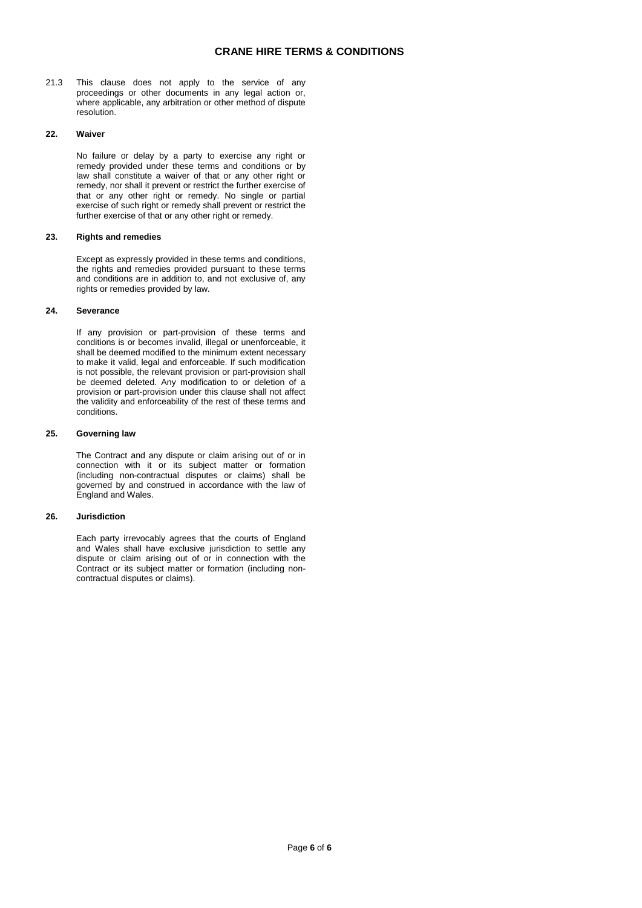21.3 This clause does not apply to the service of any proceedings or other documents in any legal action or, where applicable, any arbitration or other method of dispute resolution.

### 22. Waiver

No failure or delay by a party to exercise any right or remedy provided under these terms and conditions or by law shall constitute a waiver of that or any other right or remedy, nor shall it prevent or restrict the further exercise of that or any other right or remedy. No single or partial exercise of such right or remedy shall prevent or restrict the further exercise of that or any other right or remedy.

### 23. Rights and remedies

Except as expressly provided in these terms and conditions, the rights and remedies provided pursuant to these terms and conditions are in addition to, and not exclusive of, any rights or remedies provided by law.

### 24. Severance

If any provision or part-provision of these terms and conditions is or becomes invalid, illegal or unenforceable, it shall be deemed modified to the minimum extent necessary to make it valid, legal and enforceable. If such modification is not possible, the relevant provision or part-provision shall be deemed deleted. Any modification to or deletion of a provision or part-provision under this clause shall not affect the validity and enforceability of the rest of these terms and conditions.

### 25. Governing law

The Contract and any dispute or claim arising out of or in connection with it or its subject matter or formation (including non-contractual disputes or claims) shall be governed by and construed in accordance with the law of England and Wales.

### 26. Jurisdiction

Each party irrevocably agrees that the courts of England and Wales shall have exclusive jurisdiction to settle any dispute or claim arising out of or in connection with the Contract or its subject matter or formation (including non-contractual disputes or claims).